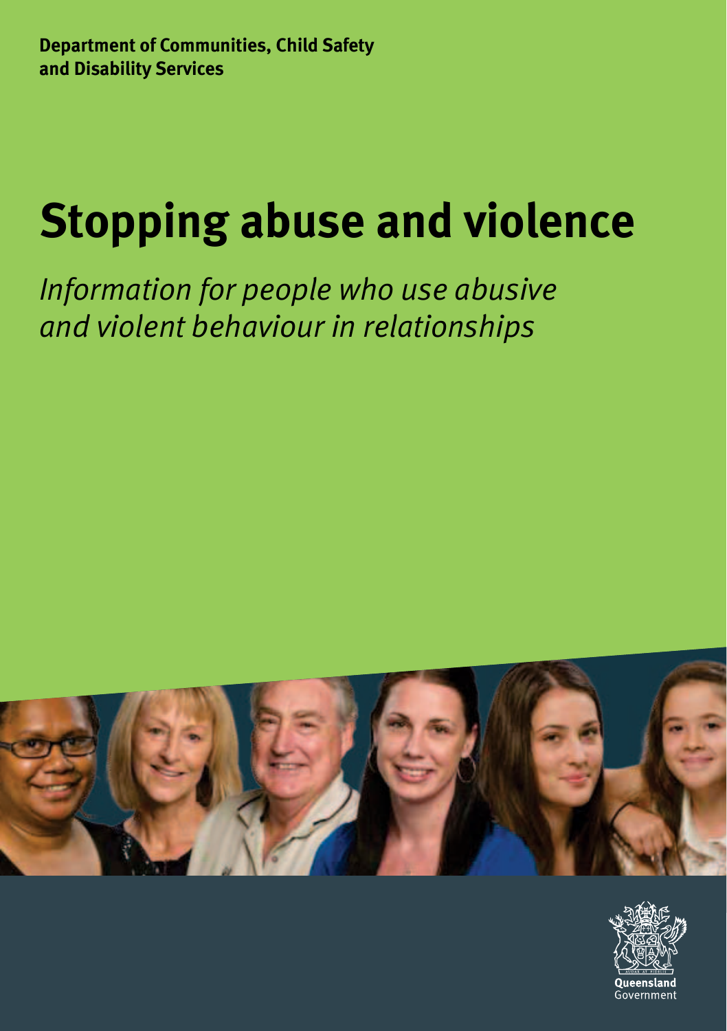**Department of Communities, Child Safety and Disability Services**

# Stopping abuse and violence

*Information for people who use abusive and violent behaviour in relationships*

Queensland Government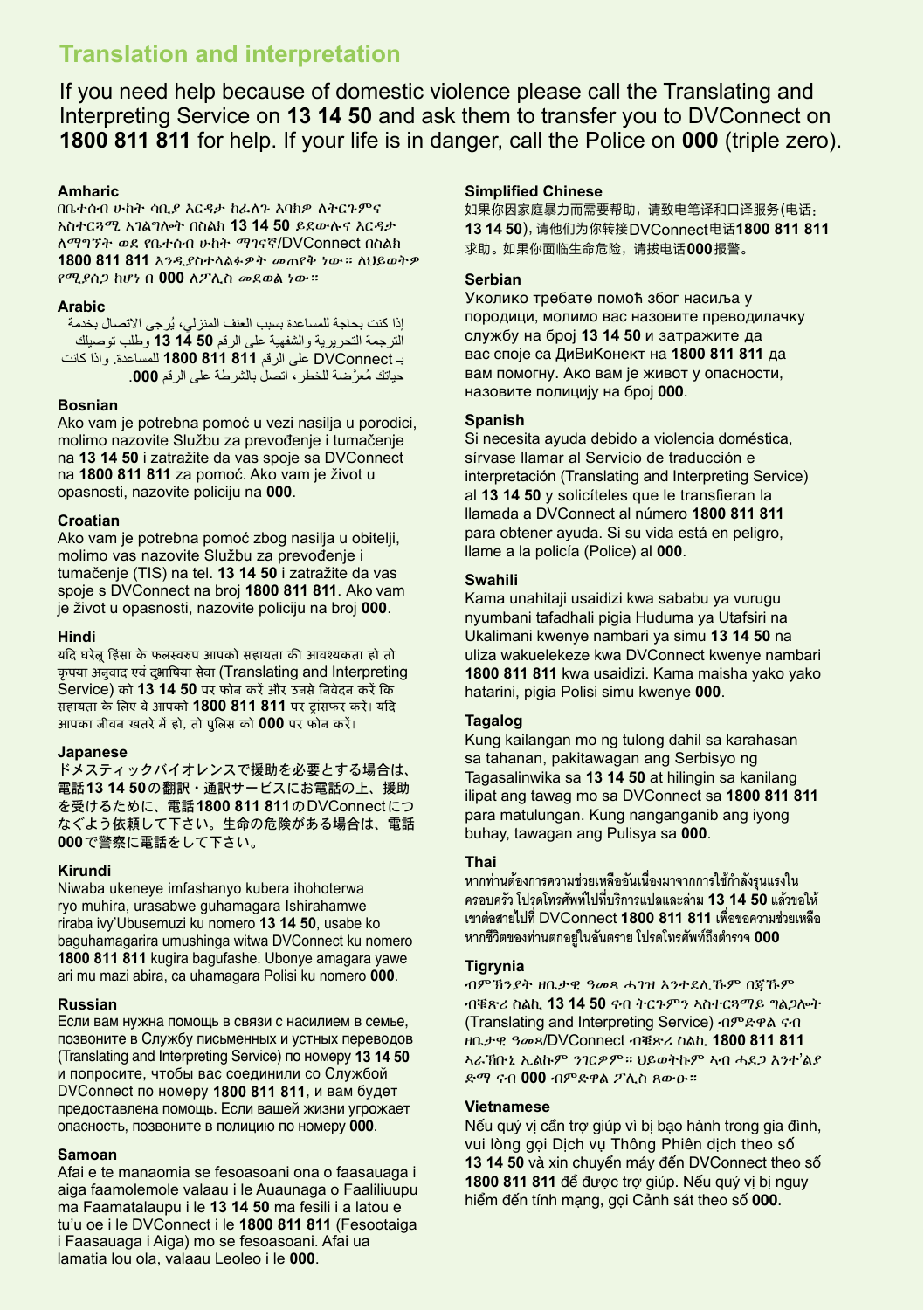## Translation and interpretation

If you need help because of domestic violence please call the Translating and Interpreting Service on **13 14 50** and ask them to transfer you to DVConnect on **1800 811 811** for help. If your life is in danger, call the Police on **000** (triple zero).

### Amharic

በቤተሰብ ሁከት ሳቢያ እርዳታ ከፈለጉ እባክዎ ለትርጉምና አስተርጓሚ አገልግሎት በስልክ **13 14 50** ይደውሉና እርዳታ ለማግኘት ወደ የቤተሰብ ሁከት ማገናኛ/DVConnect በስልክ **1800 811 811** እንዲያስተላልፉዎት መጠየቅ ነው። ለህይወትዎ የሚያሰጋ ከሆነ በ **000** ለፖሊስ መደወል ነው።

### Arabic

إذا كنت بحاجة للمساعدة بسبب العنف المنزلي، يُرجى الاتصال بخدمة الترجمة التحريرية والشفهية على الرقم **13 14 50** وطلب توصيلك بـ DVConnect على الرقم **1800 811 811** للمساعدة. وإذا كانت حياتك مُعرَّضة للخطر، اتصل بالشرطة على الرقم **000**.

### Bosnian

Ako vam je potrebna pomoć u vezi nasilja u porodici, molimo nazovite Službu za prevođenje i tumačenje na **13 14 50** i zatražite da vas spoje sa DVConnect na **1800 811 811** za pomoć. Ako vam je život u opasnosti, nazovite policiju na **000**.

### Croatian

Ako vam je potrebna pomoć zbog nasilja u obitelji, molimo vas nazovite Službu za prevođenje i tumačenje (TIS) na tel. **13 14 50** i zatražite da vas spoje s DVConnect na broj **1800 811 811**. Ako vam je život u opasnosti, nazovite policiju na broj **000**.

### Hindi

यदि घरेलू हिंसा के फलस्वरुप आपको सहायता की आवश्यकता हो तो कृपया अनुवाद एवं दुभाषिया सेवा (Translating and Interpreting Service) को **13 14 50** पर फोन करें और उनसे निवेदन करें कि सहायता के लिए वे आपको **1800 811 811** पर ट्रांसफर करें। यदि आपका जीवन खतरे में हो, तो पुलिस को **000** पर फोन करें।

### Japanese

ドメスティックバイオレンスで援助を必要とする場合は、電話**13 14 50**の翻訳・通訳サービスにお電話の上、援助を受けるために、電話**1800 811 811**のDVConnectにつなぐよう依頼して下さい。生命の危険がある場合は、電話**000**で警察に電話をして下さい。

### Kirundi

Niwaba ukeneye imfashanyo kubera ihohoterwa ryo muhira, urasabwe guhamagara Ishirahamwe riraba ivy'Ubusemuzi ku nomero **13 14 50**, usabe ko baguhamagarira umushinga witwa DVConnect ku nomero **1800 811 811** kugira bagufashe. Ubonye amagara yawe ari mu mazi abira, ca uhamagara Polisi ku nomero **000**.

### Russian

Если вам нужна помощь в связи с насилием в семье, позвоните в Службу письменных и устных переводов (Translating and Interpreting Service) по номеру **13 14 50** и попросите, чтобы вас соединили со Службой DVConnect по номеру **1800 811 811**, и вам будет предоставлена помощь. Если вашей жизни угрожает опасность, позвоните в полицию по номеру **000**.

### Samoan

Afai e te manaomia se fesoasoani ona o faasauaga i aiga faamolemole valaau i le Auaunaga o Faaliliuupu ma Faamatalaupu i le **13 14 50** ma fesili i a latou e tu'u oe i le DVConnect i le **1800 811 811** (Fesootaiga i Faasauaga i Aiga) mo se fesoasoani. Afai ua lamatia lou ola, valaau Leoleo i le **000**.

### Simplified Chinese

如果你因家庭暴力而需要帮助，请致电笔译和口译服务(电话：**13 14 50**)，请他们为你转接DVConnect电话**1800 811 811**求助。如果你面临生命危险，请拨电话**000**报警。

### Serbian

Уколико требате помоћ због насиља у породици, молимо вас назовите преводилачку службу на број **13 14 50** и затражите да вас споје са ДиВиКонект на **1800 811 811** да вам помогну. Ако вам је живот у опасности, назовите полицију на број **000**.

### Spanish

Si necesita ayuda debido a violencia doméstica, sírvase llamar al Servicio de traducción e interpretación (Translating and Interpreting Service) al **13 14 50** y solicíteles que le transfieran la llamada a DVConnect al número **1800 811 811** para obtener ayuda. Si su vida está en peligro, llame a la policía (Police) al **000**.

### Swahili

Kama unahitaji usaidizi kwa sababu ya vurugu nyumbani tafadhali pigia Huduma ya Utafsiri na Ukalimani kwenye nambari ya simu **13 14 50** na uliza wakuelekeze kwa DVConnect kwenye nambari **1800 811 811** kwa usaidizi. Kama maisha yako yako hatarini, pigia Polisi simu kwenye **000**.

### Tagalog

Kung kailangan mo ng tulong dahil sa karahasan sa tahanan, pakitawagan ang Serbisyo ng Tagasalinwika sa **13 14 50** at hilingin sa kanilang ilipat ang tawag mo sa DVConnect sa **1800 811 811** para matulungan. Kung nanganganib ang iyong buhay, tawagan ang Pulisya sa **000**.

### Thai

หากท่านต้องการความช่วยเหลืออันเนื่องมาจากการใช้กำลังรุนแรงในครอบครัว โปรดโทรศัพท์ไปที่บริการแปลและล่าม **13 14 50** แล้วขอให้เขาต่อสายไปที่ DVConnect **1800 811 811** เพื่อขอความช่วยเหลือ หากชีวิตของท่านตกอยู่ในอันตราย โปรดโทรศัพท์ถึงตำรวจ **000**

### Tigrynia

ብምኽንያት ዘቤታዊ ዓመጻ ሓገዝ እንተደሊኹም በጃኹም ብቑጽሪ ስልኪ **13 14 50** ናብ ትርጉምን ኣስተርጓማይ ግልጋሎት (Translating and Interpreting Service) ብምድዋል ናብ ዘቤታዊ ዓመጻ/DVConnect ብቑጽሪ ስልኪ **1800 811 811** ኣራኽቡኒ ኢልኩም ንገርዎም። ህይወትኩም ኣብ ሓደጋ እንተ'ልያ ድማ ናብ **000** ብምድዋል ፖሊስ ጸውዑ።

### Vietnamese

Nếu quý vị cần trợ giúp vì bị bạo hành trong gia đình, vui lòng gọi Dịch vụ Thông Phiên dịch theo số **13 14 50** và xin chuyển máy đến DVConnect theo số **1800 811 811** để được trợ giúp. Nếu quý vị bị nguy hiểm đến tính mạng, gọi Cảnh sát theo số **000**.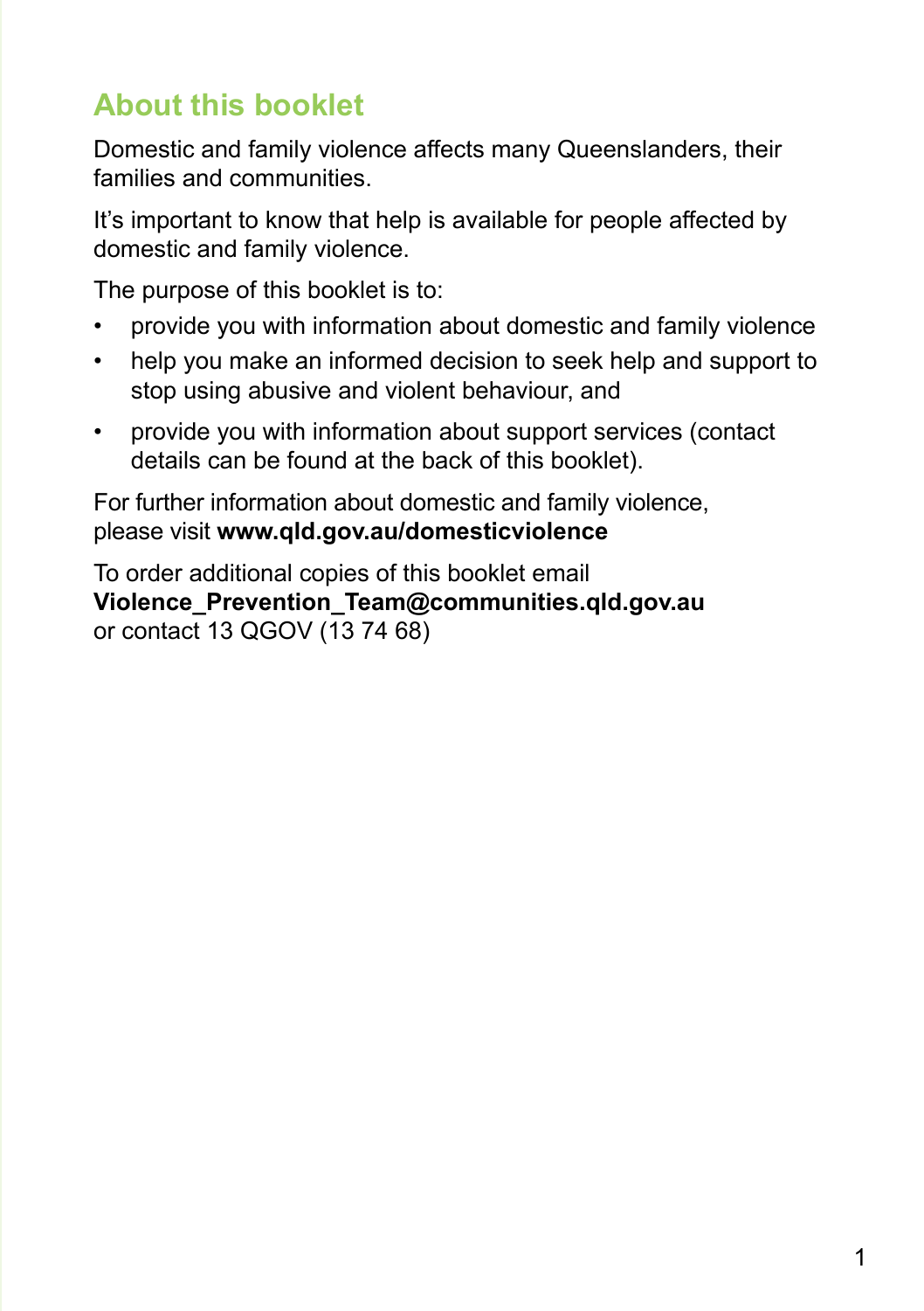## About this booklet

Domestic and family violence affects many Queenslanders, their families and communities.

It's important to know that help is available for people affected by domestic and family violence.

The purpose of this booklet is to:

- provide you with information about domestic and family violence
- help you make an informed decision to seek help and support to stop using abusive and violent behaviour, and
- provide you with information about support services (contact details can be found at the back of this booklet).

For further information about domestic and family violence, please visit **www.qld.gov.au/domesticviolence**

To order additional copies of this booklet email **Violence_Prevention_Team@communities.qld.gov.au** or contact 13 QGOV (13 74 68)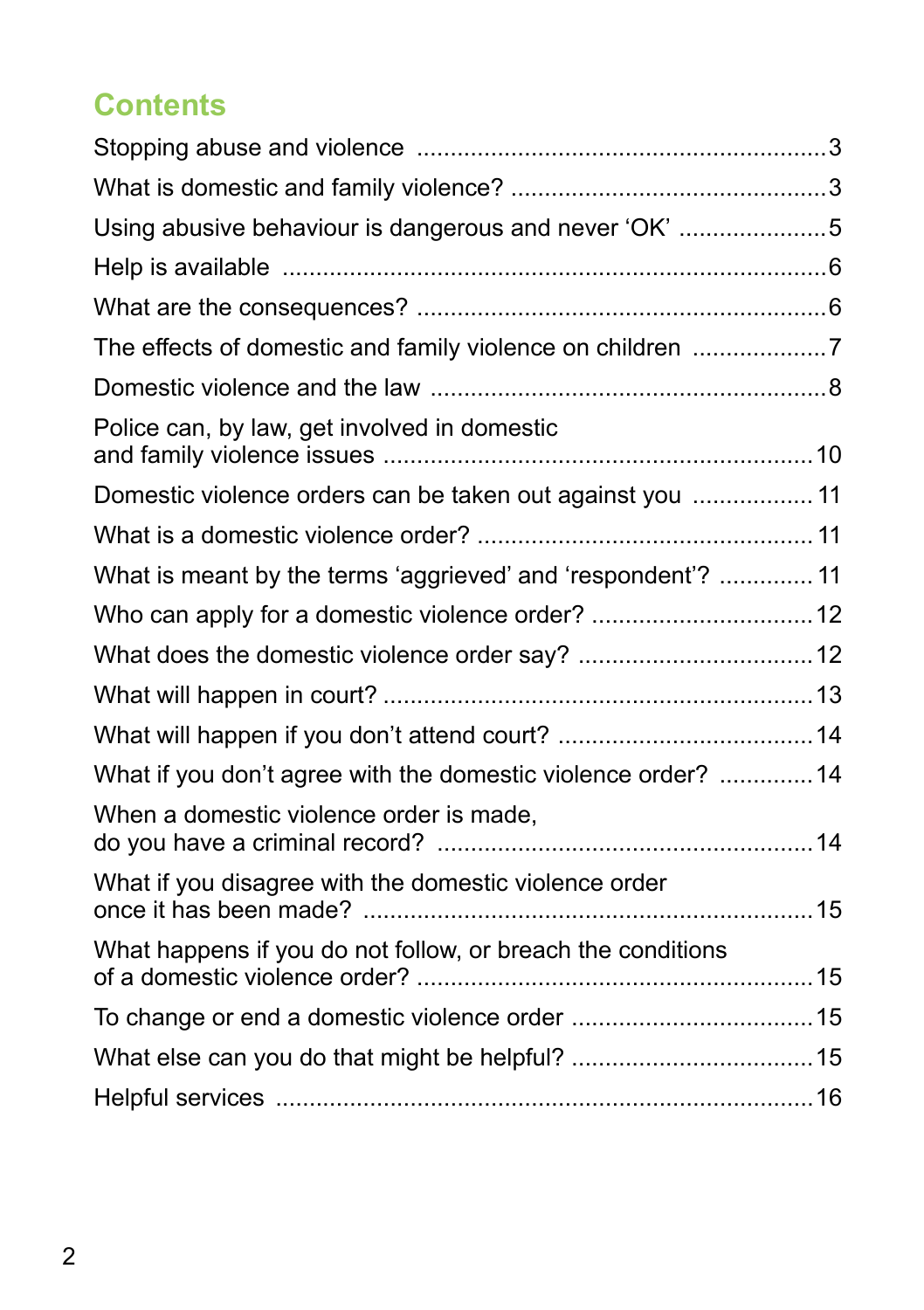## Contents

Stopping abuse and violence ........................................................3

What is domestic and family violence? ..........................................3

Using abusive behaviour is dangerous and never 'OK' ......................5

Help is available ...........................................................................6

What are the consequences? ........................................................6

The effects of domestic and family violence on children ...................7

Domestic violence and the law .....................................................8

Police can, by law, get involved in domestic and family violence issues ...........................................................10

Domestic violence orders can be taken out against you .................11

What is a domestic violence order? ..............................................11

What is meant by the terms 'aggrieved' and 'respondent'? .............11

Who can apply for a domestic violence order? ..............................12

What does the domestic violence order say? .................................12

What will happen in court? ..........................................................13

What will happen if you don't attend court? ..................................14

What if you don't agree with the domestic violence order? .............14

When a domestic violence order is made, do you have a criminal record? ...................................................14

What if you disagree with the domestic violence order once it has been made? ..............................................................15

What happens if you do not follow, or breach the conditions of a domestic violence order? ......................................................15

To change or end a domestic violence order ..................................15

What else can you do that might be helpful? ..................................15

Helpful services ...........................................................................16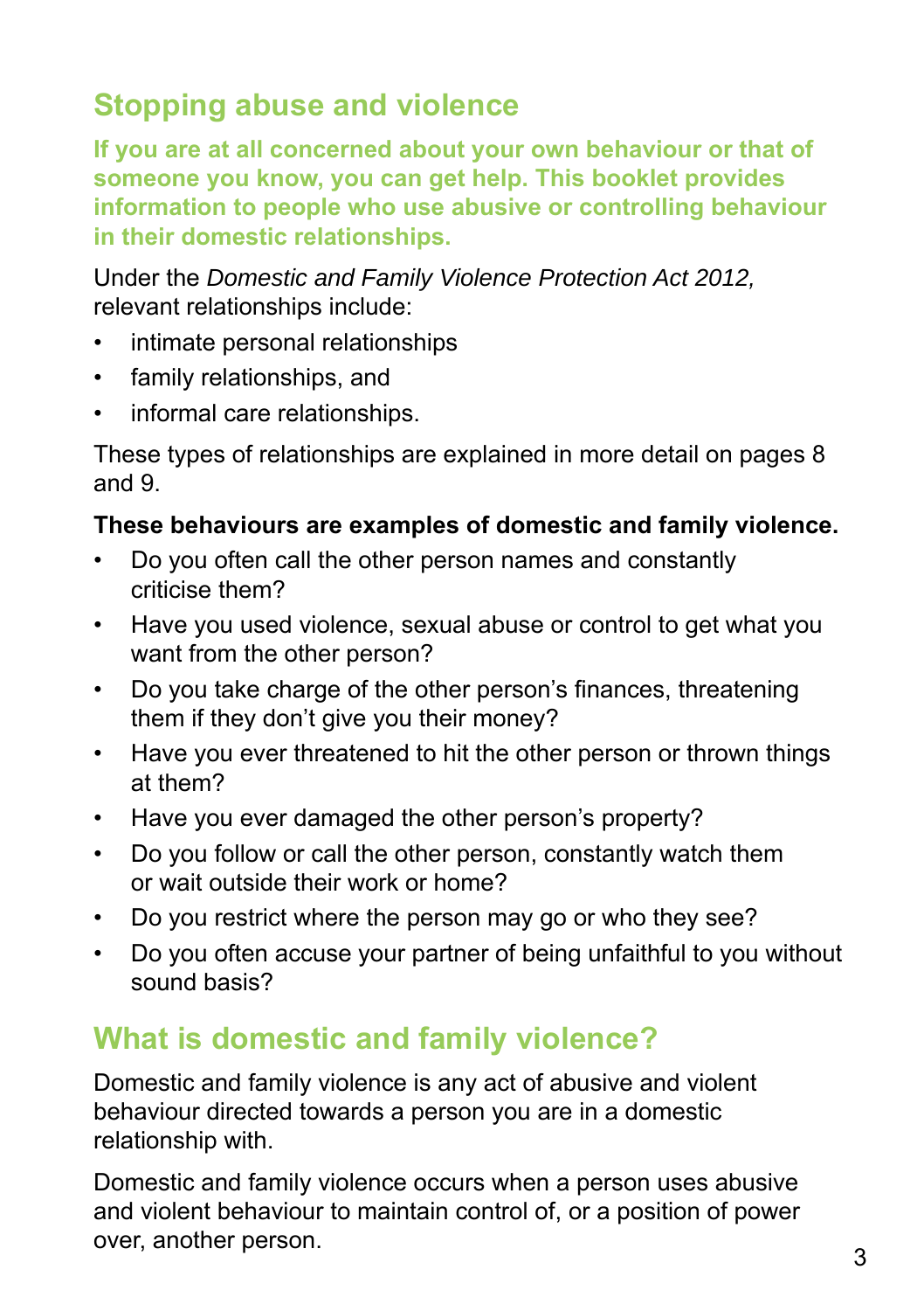## Stopping abuse and violence

**If you are at all concerned about your own behaviour or that of someone you know, you can get help. This booklet provides information to people who use abusive or controlling behaviour in their domestic relationships.**

Under the *Domestic and Family Violence Protection Act 2012,* relevant relationships include:

- intimate personal relationships
- family relationships, and
- informal care relationships.

These types of relationships are explained in more detail on pages 8 and 9.

**These behaviours are examples of domestic and family violence.**

- Do you often call the other person names and constantly criticise them?
- Have you used violence, sexual abuse or control to get what you want from the other person?
- Do you take charge of the other person's finances, threatening them if they don't give you their money?
- Have you ever threatened to hit the other person or thrown things at them?
- Have you ever damaged the other person's property?
- Do you follow or call the other person, constantly watch them or wait outside their work or home?
- Do you restrict where the person may go or who they see?
- Do you often accuse your partner of being unfaithful to you without sound basis?

## What is domestic and family violence?

Domestic and family violence is any act of abusive and violent behaviour directed towards a person you are in a domestic relationship with.

Domestic and family violence occurs when a person uses abusive and violent behaviour to maintain control of, or a position of power over, another person.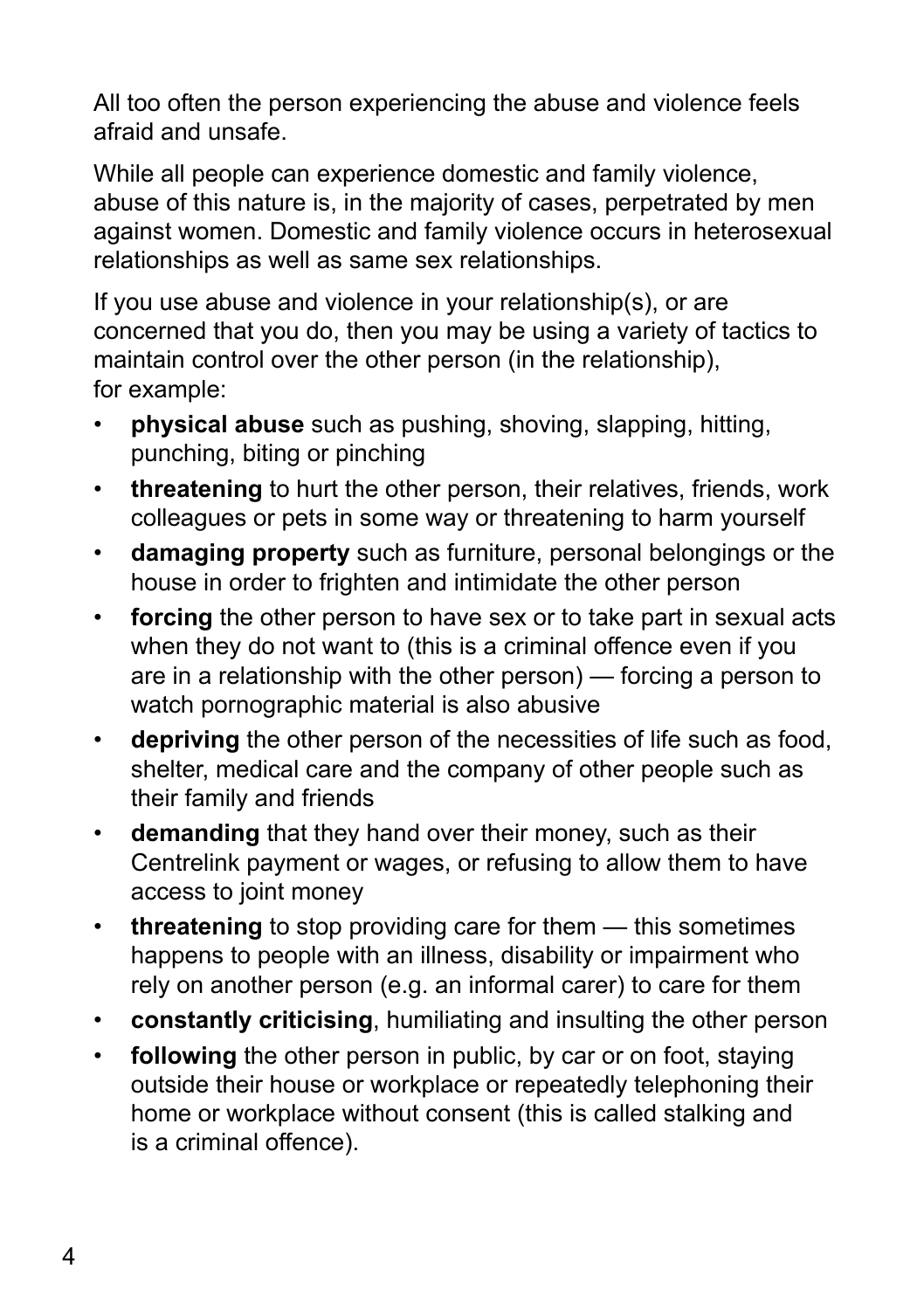All too often the person experiencing the abuse and violence feels afraid and unsafe.

While all people can experience domestic and family violence, abuse of this nature is, in the majority of cases, perpetrated by men against women. Domestic and family violence occurs in heterosexual relationships as well as same sex relationships.

If you use abuse and violence in your relationship(s), or are concerned that you do, then you may be using a variety of tactics to maintain control over the other person (in the relationship), for example:

- **physical abuse** such as pushing, shoving, slapping, hitting, punching, biting or pinching
- **threatening** to hurt the other person, their relatives, friends, work colleagues or pets in some way or threatening to harm yourself
- **damaging property** such as furniture, personal belongings or the house in order to frighten and intimidate the other person
- **forcing** the other person to have sex or to take part in sexual acts when they do not want to (this is a criminal offence even if you are in a relationship with the other person) — forcing a person to watch pornographic material is also abusive
- **depriving** the other person of the necessities of life such as food, shelter, medical care and the company of other people such as their family and friends
- **demanding** that they hand over their money, such as their Centrelink payment or wages, or refusing to allow them to have access to joint money
- **threatening** to stop providing care for them — this sometimes happens to people with an illness, disability or impairment who rely on another person (e.g. an informal carer) to care for them
- **constantly criticising**, humiliating and insulting the other person
- **following** the other person in public, by car or on foot, staying outside their house or workplace or repeatedly telephoning their home or workplace without consent (this is called stalking and is a criminal offence).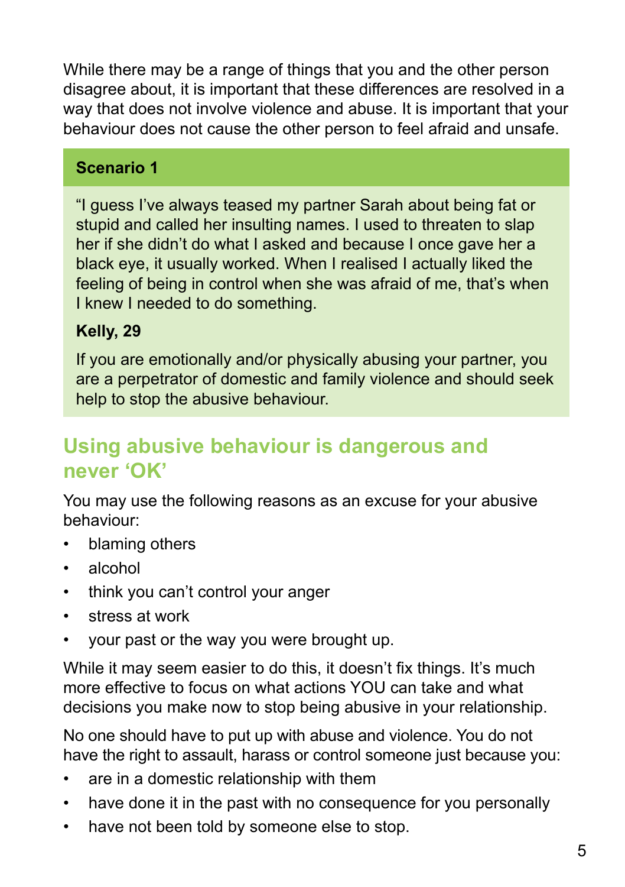While there may be a range of things that you and the other person disagree about, it is important that these differences are resolved in a way that does not involve violence and abuse. It is important that your behaviour does not cause the other person to feel afraid and unsafe.

**Scenario 1**

"I guess I've always teased my partner Sarah about being fat or stupid and called her insulting names. I used to threaten to slap her if she didn't do what I asked and because I once gave her a black eye, it usually worked. When I realised I actually liked the feeling of being in control when she was afraid of me, that's when I knew I needed to do something.

**Kelly, 29**

If you are emotionally and/or physically abusing your partner, you are a perpetrator of domestic and family violence and should seek help to stop the abusive behaviour.

## Using abusive behaviour is dangerous and never 'OK'

You may use the following reasons as an excuse for your abusive behaviour:

- blaming others
- alcohol
- think you can't control your anger
- stress at work
- your past or the way you were brought up.

While it may seem easier to do this, it doesn't fix things. It's much more effective to focus on what actions YOU can take and what decisions you make now to stop being abusive in your relationship.

No one should have to put up with abuse and violence. You do not have the right to assault, harass or control someone just because you:

- are in a domestic relationship with them
- have done it in the past with no consequence for you personally
- have not been told by someone else to stop.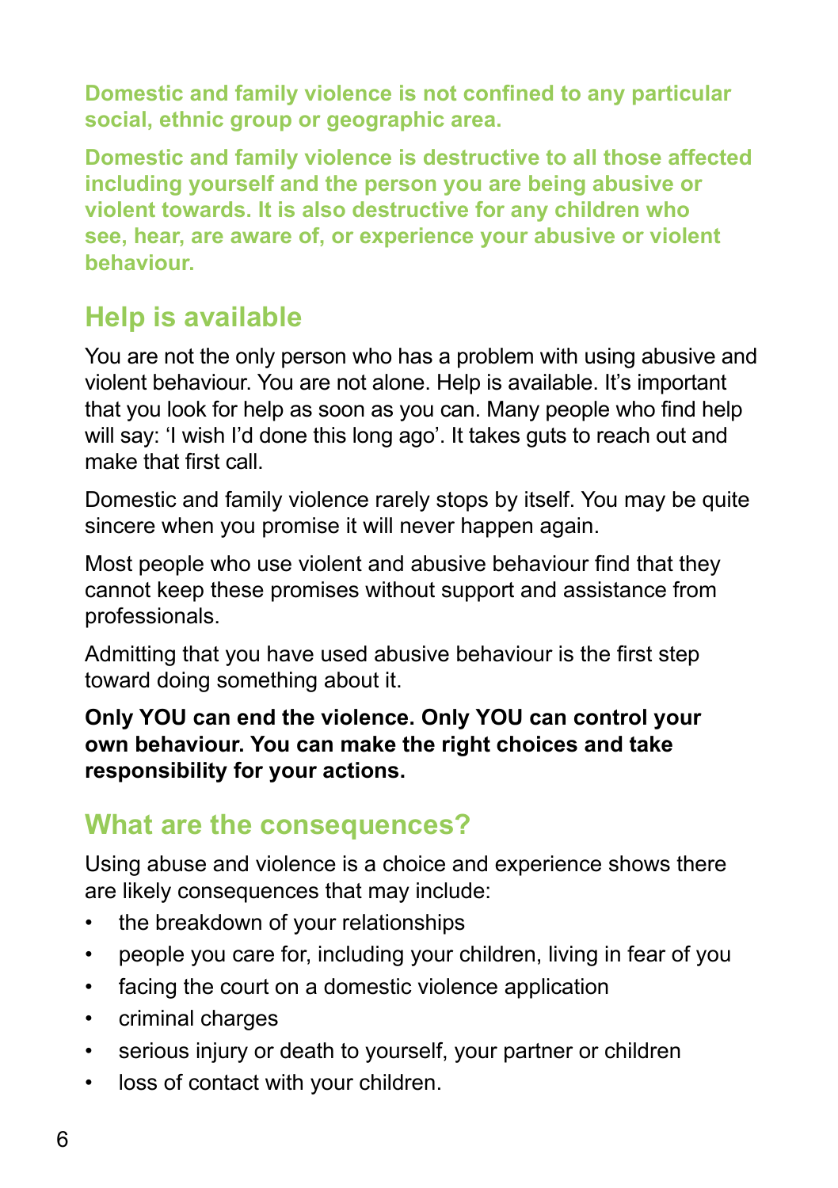**Domestic and family violence is not confined to any particular social, ethnic group or geographic area.**

**Domestic and family violence is destructive to all those affected including yourself and the person you are being abusive or violent towards. It is also destructive for any children who see, hear, are aware of, or experience your abusive or violent behaviour.**

## Help is available

You are not the only person who has a problem with using abusive and violent behaviour. You are not alone. Help is available. It's important that you look for help as soon as you can. Many people who find help will say: 'I wish I'd done this long ago'. It takes guts to reach out and make that first call.

Domestic and family violence rarely stops by itself. You may be quite sincere when you promise it will never happen again.

Most people who use violent and abusive behaviour find that they cannot keep these promises without support and assistance from professionals.

Admitting that you have used abusive behaviour is the first step toward doing something about it.

**Only YOU can end the violence. Only YOU can control your own behaviour. You can make the right choices and take responsibility for your actions.**

## What are the consequences?

Using abuse and violence is a choice and experience shows there are likely consequences that may include:

- the breakdown of your relationships
- people you care for, including your children, living in fear of you
- facing the court on a domestic violence application
- criminal charges
- serious injury or death to yourself, your partner or children
- loss of contact with your children.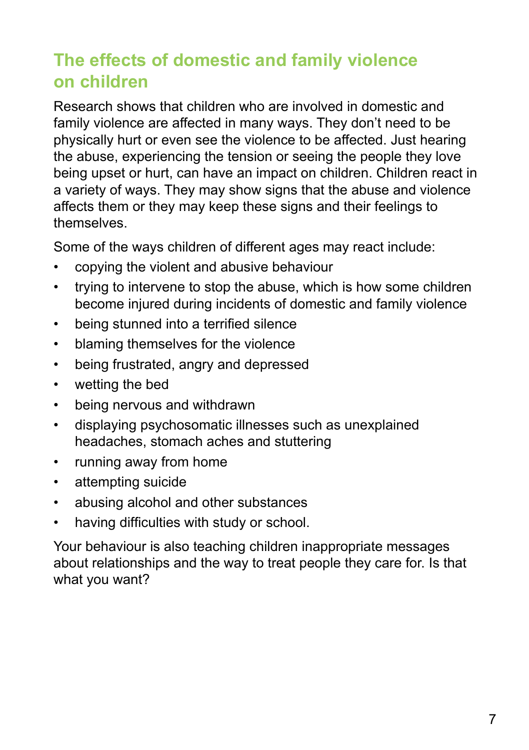## The effects of domestic and family violence on children

Research shows that children who are involved in domestic and family violence are affected in many ways. They don't need to be physically hurt or even see the violence to be affected. Just hearing the abuse, experiencing the tension or seeing the people they love being upset or hurt, can have an impact on children. Children react in a variety of ways. They may show signs that the abuse and violence affects them or they may keep these signs and their feelings to themselves.

Some of the ways children of different ages may react include:

- copying the violent and abusive behaviour
- trying to intervene to stop the abuse, which is how some children become injured during incidents of domestic and family violence
- being stunned into a terrified silence
- blaming themselves for the violence
- being frustrated, angry and depressed
- wetting the bed
- being nervous and withdrawn
- displaying psychosomatic illnesses such as unexplained headaches, stomach aches and stuttering
- running away from home
- attempting suicide
- abusing alcohol and other substances
- having difficulties with study or school.

Your behaviour is also teaching children inappropriate messages about relationships and the way to treat people they care for. Is that what you want?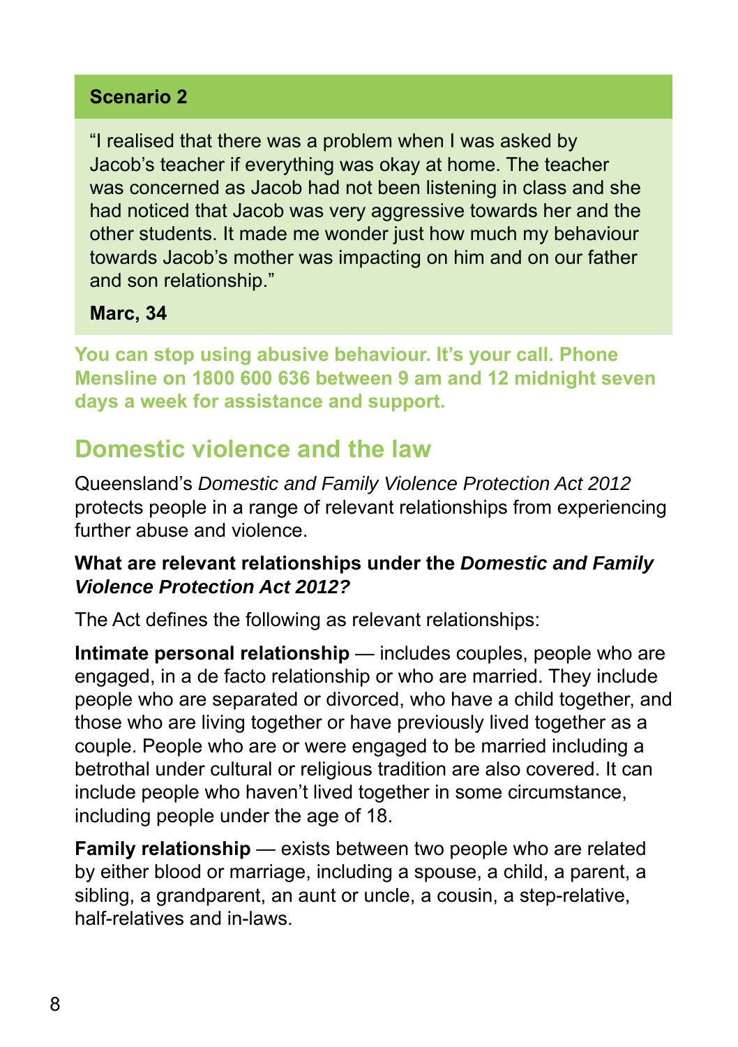### Scenario 2

"I realised that there was a problem when I was asked by Jacob's teacher if everything was okay at home. The teacher was concerned as Jacob had not been listening in class and she had noticed that Jacob was very aggressive towards her and the other students. It made me wonder just how much my behaviour towards Jacob's mother was impacting on him and on our father and son relationship."

**Marc, 34**

**You can stop using abusive behaviour. It's your call. Phone Mensline on 1800 600 636 between 9 am and 12 midnight seven days a week for assistance and support.**

## Domestic violence and the law

Queensland's *Domestic and Family Violence Protection Act 2012* protects people in a range of relevant relationships from experiencing further abuse and violence.

**What are relevant relationships under the *Domestic and Family Violence Protection Act 2012?***

The Act defines the following as relevant relationships:

**Intimate personal relationship** — includes couples, people who are engaged, in a de facto relationship or who are married. They include people who are separated or divorced, who have a child together, and those who are living together or have previously lived together as a couple. People who are or were engaged to be married including a betrothal under cultural or religious tradition are also covered. It can include people who haven't lived together in some circumstance, including people under the age of 18.

**Family relationship** — exists between two people who are related by either blood or marriage, including a spouse, a child, a parent, a sibling, a grandparent, an aunt or uncle, a cousin, a step-relative, half-relatives and in-laws.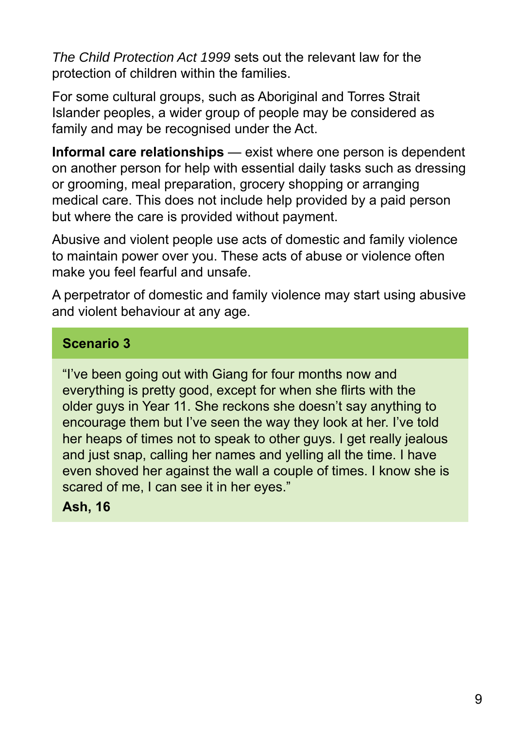*The Child Protection Act 1999* sets out the relevant law for the protection of children within the families.

For some cultural groups, such as Aboriginal and Torres Strait Islander peoples, a wider group of people may be considered as family and may be recognised under the Act.

**Informal care relationships** — exist where one person is dependent on another person for help with essential daily tasks such as dressing or grooming, meal preparation, grocery shopping or arranging medical care. This does not include help provided by a paid person but where the care is provided without payment.

Abusive and violent people use acts of domestic and family violence to maintain power over you. These acts of abuse or violence often make you feel fearful and unsafe.

A perpetrator of domestic and family violence may start using abusive and violent behaviour at any age.

**Scenario 3**

"I've been going out with Giang for four months now and everything is pretty good, except for when she flirts with the older guys in Year 11. She reckons she doesn't say anything to encourage them but I've seen the way they look at her. I've told her heaps of times not to speak to other guys. I get really jealous and just snap, calling her names and yelling all the time. I have even shoved her against the wall a couple of times. I know she is scared of me, I can see it in her eyes."

**Ash, 16**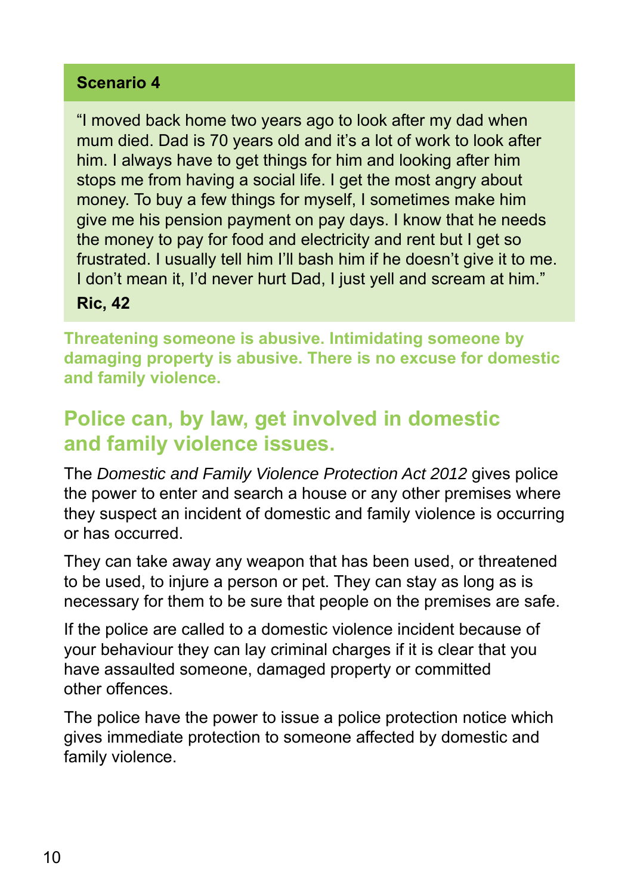**Scenario 4**

"I moved back home two years ago to look after my dad when mum died. Dad is 70 years old and it's a lot of work to look after him. I always have to get things for him and looking after him stops me from having a social life. I get the most angry about money. To buy a few things for myself, I sometimes make him give me his pension payment on pay days. I know that he needs the money to pay for food and electricity and rent but I get so frustrated. I usually tell him I'll bash him if he doesn't give it to me. I don't mean it, I'd never hurt Dad, I just yell and scream at him."

**Ric, 42**

**Threatening someone is abusive. Intimidating someone by damaging property is abusive. There is no excuse for domestic and family violence.**

## Police can, by law, get involved in domestic and family violence issues.

The *Domestic and Family Violence Protection Act 2012* gives police the power to enter and search a house or any other premises where they suspect an incident of domestic and family violence is occurring or has occurred.

They can take away any weapon that has been used, or threatened to be used, to injure a person or pet. They can stay as long as is necessary for them to be sure that people on the premises are safe.

If the police are called to a domestic violence incident because of your behaviour they can lay criminal charges if it is clear that you have assaulted someone, damaged property or committed other offences.

The police have the power to issue a police protection notice which gives immediate protection to someone affected by domestic and family violence.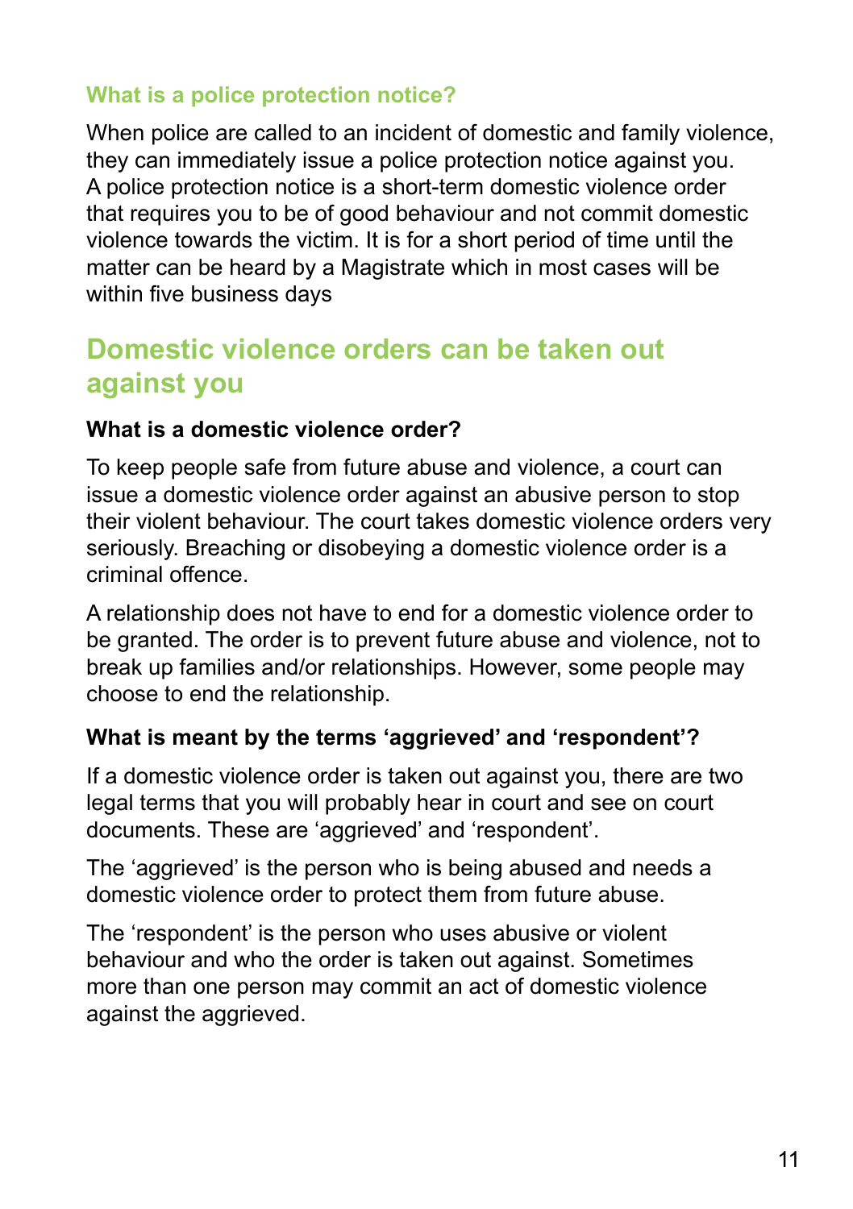### What is a police protection notice?

When police are called to an incident of domestic and family violence, they can immediately issue a police protection notice against you. A police protection notice is a short-term domestic violence order that requires you to be of good behaviour and not commit domestic violence towards the victim. It is for a short period of time until the matter can be heard by a Magistrate which in most cases will be within five business days

## Domestic violence orders can be taken out against you

**What is a domestic violence order?**

To keep people safe from future abuse and violence, a court can issue a domestic violence order against an abusive person to stop their violent behaviour. The court takes domestic violence orders very seriously. Breaching or disobeying a domestic violence order is a criminal offence.

A relationship does not have to end for a domestic violence order to be granted. The order is to prevent future abuse and violence, not to break up families and/or relationships. However, some people may choose to end the relationship.

**What is meant by the terms 'aggrieved' and 'respondent'?**

If a domestic violence order is taken out against you, there are two legal terms that you will probably hear in court and see on court documents. These are 'aggrieved' and 'respondent'.

The 'aggrieved' is the person who is being abused and needs a domestic violence order to protect them from future abuse.

The 'respondent' is the person who uses abusive or violent behaviour and who the order is taken out against. Sometimes more than one person may commit an act of domestic violence against the aggrieved.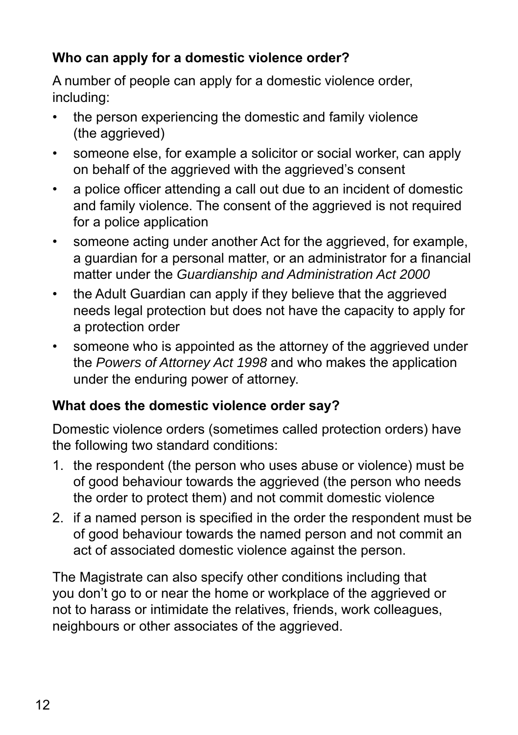### Who can apply for a domestic violence order?

A number of people can apply for a domestic violence order, including:

- the person experiencing the domestic and family violence (the aggrieved)
- someone else, for example a solicitor or social worker, can apply on behalf of the aggrieved with the aggrieved's consent
- a police officer attending a call out due to an incident of domestic and family violence. The consent of the aggrieved is not required for a police application
- someone acting under another Act for the aggrieved, for example, a guardian for a personal matter, or an administrator for a financial matter under the *Guardianship and Administration Act 2000*
- the Adult Guardian can apply if they believe that the aggrieved needs legal protection but does not have the capacity to apply for a protection order
- someone who is appointed as the attorney of the aggrieved under the *Powers of Attorney Act 1998* and who makes the application under the enduring power of attorney.

### What does the domestic violence order say?

Domestic violence orders (sometimes called protection orders) have the following two standard conditions:

1. the respondent (the person who uses abuse or violence) must be of good behaviour towards the aggrieved (the person who needs the order to protect them) and not commit domestic violence
2. if a named person is specified in the order the respondent must be of good behaviour towards the named person and not commit an act of associated domestic violence against the person.

The Magistrate can also specify other conditions including that you don't go to or near the home or workplace of the aggrieved or not to harass or intimidate the relatives, friends, work colleagues, neighbours or other associates of the aggrieved.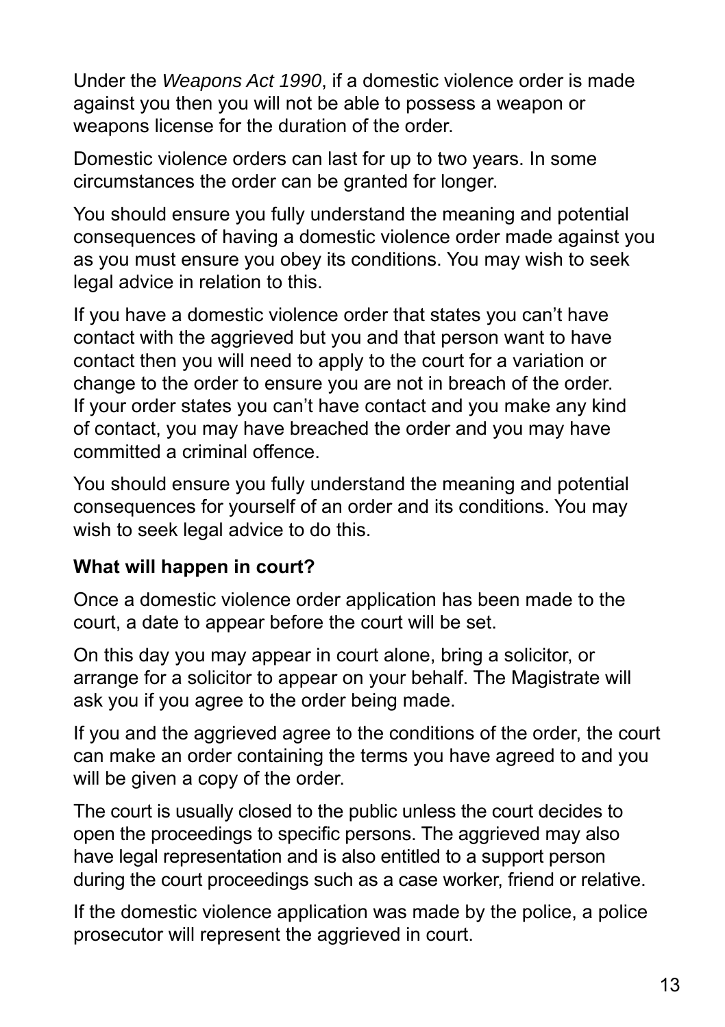Under the *Weapons Act 1990*, if a domestic violence order is made against you then you will not be able to possess a weapon or weapons license for the duration of the order.

Domestic violence orders can last for up to two years. In some circumstances the order can be granted for longer.

You should ensure you fully understand the meaning and potential consequences of having a domestic violence order made against you as you must ensure you obey its conditions. You may wish to seek legal advice in relation to this.

If you have a domestic violence order that states you can't have contact with the aggrieved but you and that person want to have contact then you will need to apply to the court for a variation or change to the order to ensure you are not in breach of the order. If your order states you can't have contact and you make any kind of contact, you may have breached the order and you may have committed a criminal offence.

You should ensure you fully understand the meaning and potential consequences for yourself of an order and its conditions. You may wish to seek legal advice to do this.

**What will happen in court?**

Once a domestic violence order application has been made to the court, a date to appear before the court will be set.

On this day you may appear in court alone, bring a solicitor, or arrange for a solicitor to appear on your behalf. The Magistrate will ask you if you agree to the order being made.

If you and the aggrieved agree to the conditions of the order, the court can make an order containing the terms you have agreed to and you will be given a copy of the order.

The court is usually closed to the public unless the court decides to open the proceedings to specific persons. The aggrieved may also have legal representation and is also entitled to a support person during the court proceedings such as a case worker, friend or relative.

If the domestic violence application was made by the police, a police prosecutor will represent the aggrieved in court.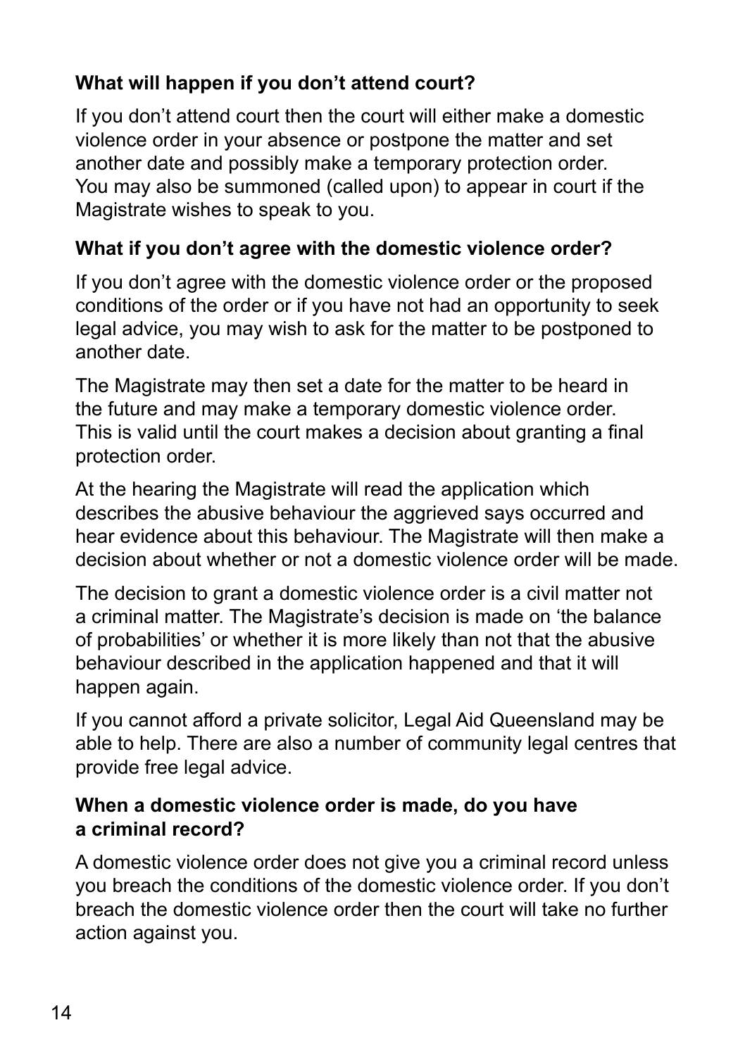### What will happen if you don't attend court?

If you don't attend court then the court will either make a domestic violence order in your absence or postpone the matter and set another date and possibly make a temporary protection order. You may also be summoned (called upon) to appear in court if the Magistrate wishes to speak to you.

### What if you don't agree with the domestic violence order?

If you don't agree with the domestic violence order or the proposed conditions of the order or if you have not had an opportunity to seek legal advice, you may wish to ask for the matter to be postponed to another date.

The Magistrate may then set a date for the matter to be heard in the future and may make a temporary domestic violence order. This is valid until the court makes a decision about granting a final protection order.

At the hearing the Magistrate will read the application which describes the abusive behaviour the aggrieved says occurred and hear evidence about this behaviour. The Magistrate will then make a decision about whether or not a domestic violence order will be made.

The decision to grant a domestic violence order is a civil matter not a criminal matter. The Magistrate's decision is made on 'the balance of probabilities' or whether it is more likely than not that the abusive behaviour described in the application happened and that it will happen again.

If you cannot afford a private solicitor, Legal Aid Queensland may be able to help. There are also a number of community legal centres that provide free legal advice.

### When a domestic violence order is made, do you have a criminal record?

A domestic violence order does not give you a criminal record unless you breach the conditions of the domestic violence order. If you don't breach the domestic violence order then the court will take no further action against you.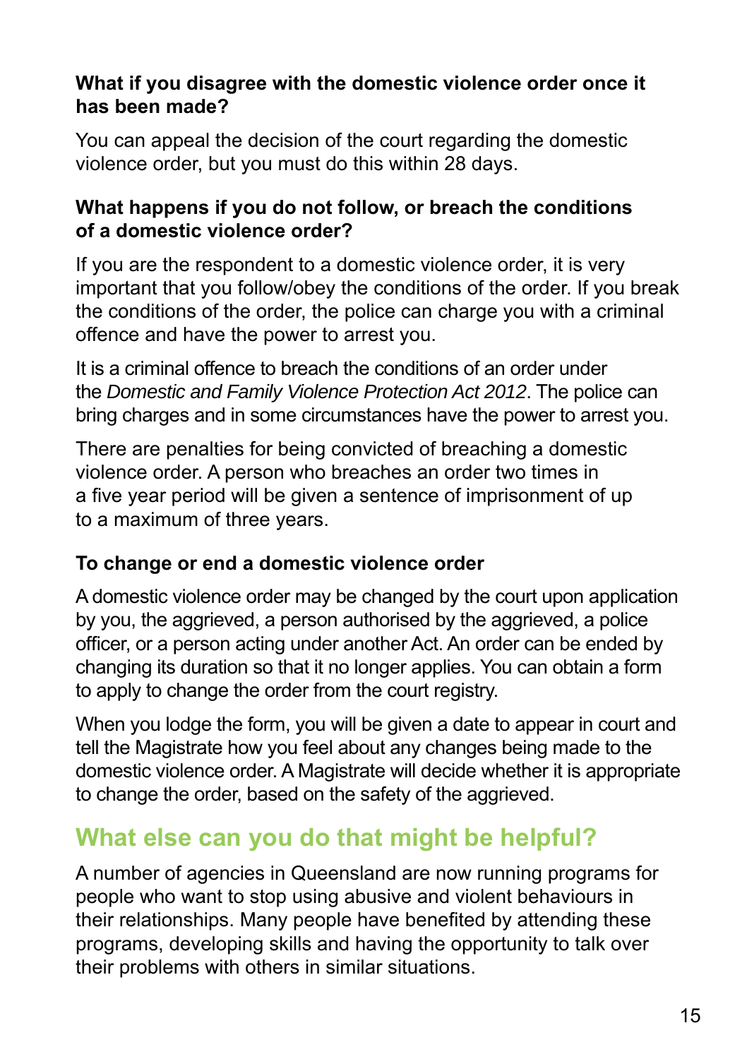### What if you disagree with the domestic violence order once it has been made?

You can appeal the decision of the court regarding the domestic violence order, but you must do this within 28 days.

### What happens if you do not follow, or breach the conditions of a domestic violence order?

If you are the respondent to a domestic violence order, it is very important that you follow/obey the conditions of the order. If you break the conditions of the order, the police can charge you with a criminal offence and have the power to arrest you.

It is a criminal offence to breach the conditions of an order under the *Domestic and Family Violence Protection Act 2012*. The police can bring charges and in some circumstances have the power to arrest you.

There are penalties for being convicted of breaching a domestic violence order. A person who breaches an order two times in a five year period will be given a sentence of imprisonment of up to a maximum of three years.

### To change or end a domestic violence order

A domestic violence order may be changed by the court upon application by you, the aggrieved, a person authorised by the aggrieved, a police officer, or a person acting under another Act. An order can be ended by changing its duration so that it no longer applies. You can obtain a form to apply to change the order from the court registry.

When you lodge the form, you will be given a date to appear in court and tell the Magistrate how you feel about any changes being made to the domestic violence order. A Magistrate will decide whether it is appropriate to change the order, based on the safety of the aggrieved.

## What else can you do that might be helpful?

A number of agencies in Queensland are now running programs for people who want to stop using abusive and violent behaviours in their relationships. Many people have benefited by attending these programs, developing skills and having the opportunity to talk over their problems with others in similar situations.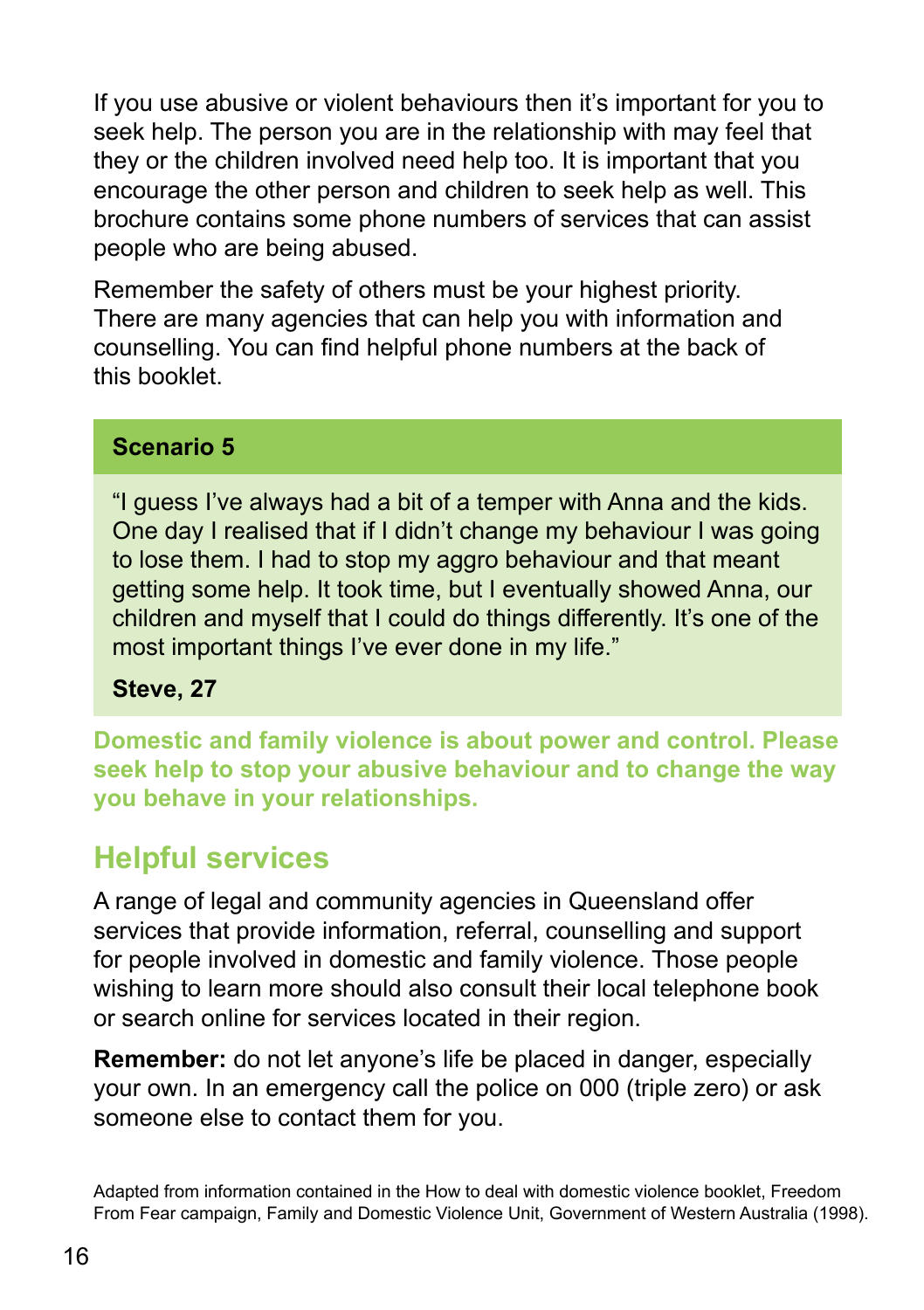If you use abusive or violent behaviours then it's important for you to seek help. The person you are in the relationship with may feel that they or the children involved need help too. It is important that you encourage the other person and children to seek help as well. This brochure contains some phone numbers of services that can assist people who are being abused.

Remember the safety of others must be your highest priority. There are many agencies that can help you with information and counselling. You can find helpful phone numbers at the back of this booklet.

**Scenario 5**

"I guess I've always had a bit of a temper with Anna and the kids. One day I realised that if I didn't change my behaviour I was going to lose them. I had to stop my aggro behaviour and that meant getting some help. It took time, but I eventually showed Anna, our children and myself that I could do things differently. It's one of the most important things I've ever done in my life."

**Steve, 27**

**Domestic and family violence is about power and control. Please seek help to stop your abusive behaviour and to change the way you behave in your relationships.**

## Helpful services

A range of legal and community agencies in Queensland offer services that provide information, referral, counselling and support for people involved in domestic and family violence. Those people wishing to learn more should also consult their local telephone book or search online for services located in their region.

**Remember:** do not let anyone's life be placed in danger, especially your own. In an emergency call the police on 000 (triple zero) or ask someone else to contact them for you.

Adapted from information contained in the How to deal with domestic violence booklet, Freedom From Fear campaign, Family and Domestic Violence Unit, Government of Western Australia (1998).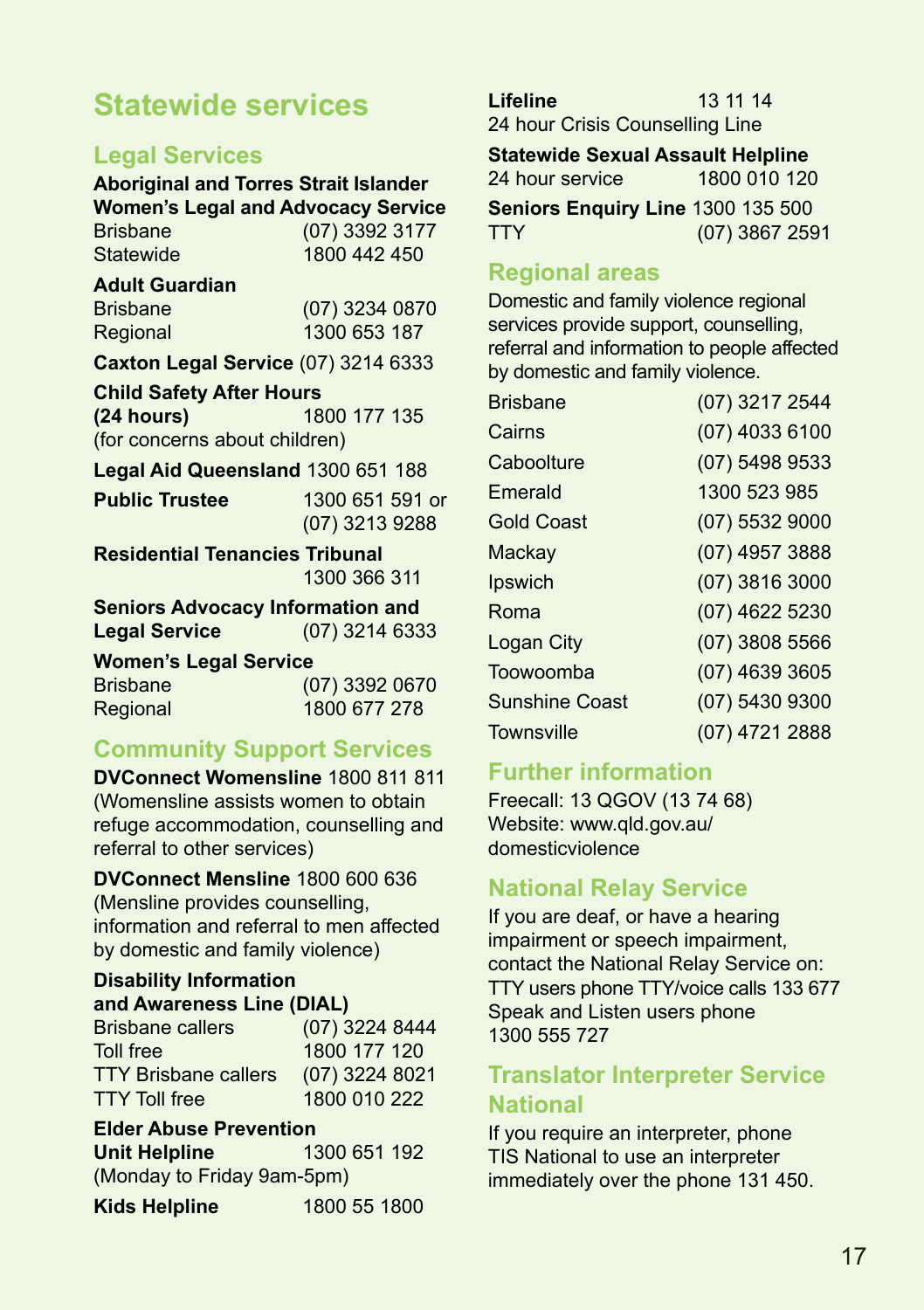# Statewide services

## Legal Services

**Aboriginal and Torres Strait Islander Women's Legal and Advocacy Service**
Brisbane (07) 3392 3177
Statewide 1800 442 450

**Adult Guardian**
Brisbane (07) 3234 0870
Regional 1300 653 187

**Caxton Legal Service** (07) 3214 6333

**Child Safety After Hours (24 hours)** 1800 177 135
(for concerns about children)

**Legal Aid Queensland** 1300 651 188

**Public Trustee** 1300 651 591 or (07) 3213 9288

**Residential Tenancies Tribunal**
1300 366 311

**Seniors Advocacy Information and Legal Service** (07) 3214 6333

**Women's Legal Service**
Brisbane (07) 3392 0670
Regional 1800 677 278

## Community Support Services

**DVConnect Womensline** 1800 811 811
(Womensline assists women to obtain refuge accommodation, counselling and referral to other services)

**DVConnect Mensline** 1800 600 636
(Mensline provides counselling, information and referral to men affected by domestic and family violence)

**Disability Information and Awareness Line (DIAL)**
Brisbane callers (07) 3224 8444
Toll free 1800 177 120
TTY Brisbane callers (07) 3224 8021
TTY Toll free 1800 010 222

**Elder Abuse Prevention Unit Helpline** 1300 651 192
(Monday to Friday 9am-5pm)

**Kids Helpline** 1800 55 1800

**Lifeline** 13 11 14
24 hour Crisis Counselling Line

**Statewide Sexual Assault Helpline**
24 hour service 1800 010 120

**Seniors Enquiry Line** 1300 135 500
TTY (07) 3867 2591

## Regional areas

Domestic and family violence regional services provide support, counselling, referral and information to people affected by domestic and family violence.

| | |
|---|---|
| Brisbane | (07) 3217 2544 |
| Cairns | (07) 4033 6100 |
| Caboolture | (07) 5498 9533 |
| Emerald | 1300 523 985 |
| Gold Coast | (07) 5532 9000 |
| Mackay | (07) 4957 3888 |
| Ipswich | (07) 3816 3000 |
| Roma | (07) 4622 5230 |
| Logan City | (07) 3808 5566 |
| Toowoomba | (07) 4639 3605 |
| Sunshine Coast | (07) 5430 9300 |
| Townsville | (07) 4721 2888 |

## Further information

Freecall: 13 QGOV (13 74 68)
Website: www.qld.gov.au/domesticviolence

## National Relay Service

If you are deaf, or have a hearing impairment or speech impairment, contact the National Relay Service on:
TTY users phone TTY/voice calls 133 677
Speak and Listen users phone 1300 555 727

## Translator Interpreter Service National

If you require an interpreter, phone TIS National to use an interpreter immediately over the phone 131 450.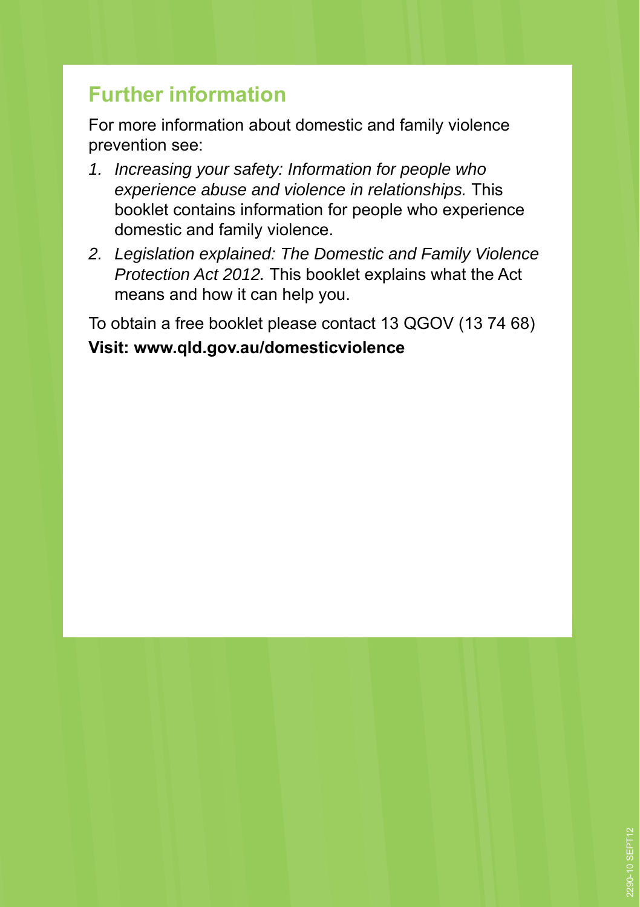## Further information

For more information about domestic and family violence prevention see:

1. *Increasing your safety: Information for people who experience abuse and violence in relationships.* This booklet contains information for people who experience domestic and family violence.
2. *Legislation explained: The Domestic and Family Violence Protection Act 2012.* This booklet explains what the Act means and how it can help you.

To obtain a free booklet please contact 13 QGOV (13 74 68)

**Visit: www.qld.gov.au/domesticviolence**

2290-10 SEPT12